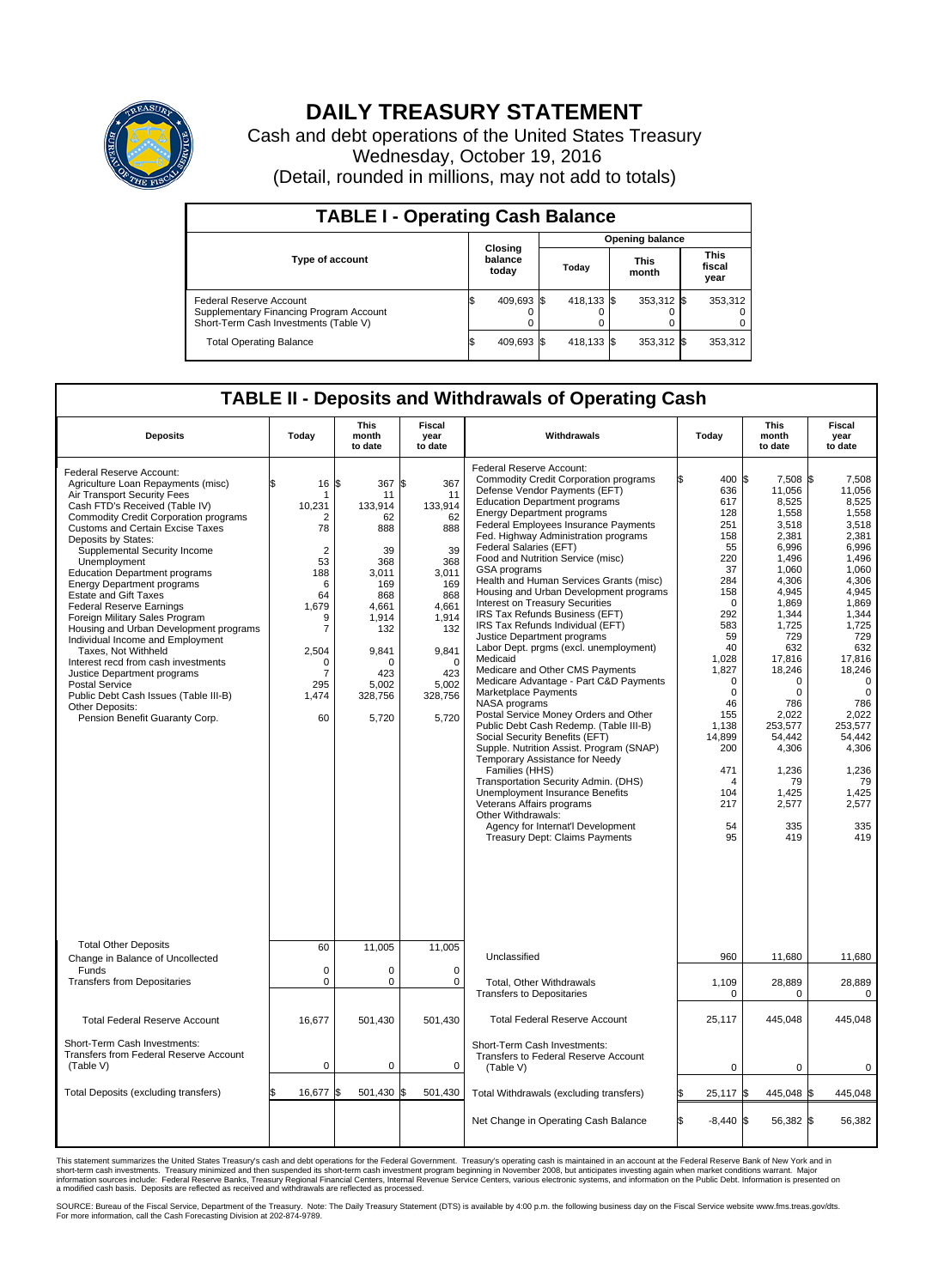# DAILY TREASURY STATEMENT

Cash and debt operations of the United States Treasury
Wednesday, October 19, 2016
(Detail, rounded in millions, may not add to totals)

## TABLE I - Operating Cash Balance

| Type of account | Closing balance today | Opening balance Today | Opening balance This month | Opening balance This fiscal year |
|---|---|---|---|---|
| Federal Reserve Account | $ 409,693 | $ 418,133 | $ 353,312 | $ 353,312 |
| Supplementary Financing Program Account | 0 | 0 | 0 | 0 |
| Short-Term Cash Investments (Table V) | 0 | 0 | 0 | 0 |
| Total Operating Balance | $ 409,693 | $ 418,133 | $ 353,312 | $ 353,312 |

## TABLE II - Deposits and Withdrawals of Operating Cash

| Deposits | Today | This month to date | Fiscal year to date | Withdrawals | Today | This month to date | Fiscal year to date |
|---|---|---|---|---|---|---|---|
| Federal Reserve Account: | | | | Federal Reserve Account: | | | |
| Agriculture Loan Repayments (misc) | $ 16 | $ 367 | $ 367 | Commodity Credit Corporation programs | $ 400 | $ 7,508 | $ 7,508 |
| Air Transport Security Fees | 1 | 11 | 11 | Defense Vendor Payments (EFT) | 636 | 11,056 | 11,056 |
| Cash FTD's Received (Table IV) | 10,231 | 133,914 | 133,914 | Education Department programs | 617 | 8,525 | 8,525 |
| Commodity Credit Corporation programs | 2 | 62 | 62 | Energy Department programs | 128 | 1,558 | 1,558 |
| Customs and Certain Excise Taxes | 78 | 888 | 888 | Federal Employees Insurance Payments | 251 | 3,518 | 3,518 |
| Deposits by States: | | | | Fed. Highway Administration programs | 158 | 2,381 | 2,381 |
| Supplemental Security Income | 2 | 39 | 39 | Federal Salaries (EFT) | 55 | 6,996 | 6,996 |
| Unemployment | 53 | 368 | 368 | Food and Nutrition Service (misc) | 220 | 1,496 | 1,496 |
| Education Department programs | 188 | 3,011 | 3,011 | GSA programs | 37 | 1,060 | 1,060 |
| Energy Department programs | 6 | 169 | 169 | Health and Human Services Grants (misc) | 284 | 4,306 | 4,306 |
| Estate and Gift Taxes | 64 | 868 | 868 | Housing and Urban Development programs | 158 | 4,945 | 4,945 |
| Federal Reserve Earnings | 1,679 | 4,661 | 4,661 | Interest on Treasury Securities | 0 | 1,869 | 1,869 |
| Foreign Military Sales Program | 9 | 1,914 | 1,914 | IRS Tax Refunds Business (EFT) | 292 | 1,344 | 1,344 |
| Housing and Urban Development programs | 7 | 132 | 132 | IRS Tax Refunds Individual (EFT) | 583 | 1,725 | 1,725 |
| Individual Income and Employment | | | | Justice Department programs | 59 | 729 | 729 |
| Taxes, Not Withheld | 2,504 | 9,841 | 9,841 | Labor Dept. prgms (excl. unemployment) | 40 | 632 | 632 |
| Interest recd from cash investments | 0 | 0 | 0 | Medicaid | 1,028 | 17,816 | 17,816 |
| Justice Department programs | 7 | 423 | 423 | Medicare and Other CMS Payments | 1,827 | 18,246 | 18,246 |
| Postal Service | 295 | 5,002 | 5,002 | Medicare Advantage - Part C&D Payments | 0 | 0 | 0 |
| Public Debt Cash Issues (Table III-B) | 1,474 | 328,756 | 328,756 | Marketplace Payments | 0 | 0 | 0 |
| Other Deposits: | | | | NASA programs | 46 | 786 | 786 |
| Pension Benefit Guaranty Corp. | 60 | 5,720 | 5,720 | Postal Service Money Orders and Other | 155 | 2,022 | 2,022 |
| | | | | Public Debt Cash Redemp. (Table III-B) | 1,138 | 253,577 | 253,577 |
| | | | | Social Security Benefits (EFT) | 14,899 | 54,442 | 54,442 |
| | | | | Supple. Nutrition Assist. Program (SNAP) | 200 | 4,306 | 4,306 |
| | | | | Temporary Assistance for Needy Families (HHS) | 471 | 1,236 | 1,236 |
| | | | | Transportation Security Admin. (DHS) | 4 | 79 | 79 |
| | | | | Unemployment Insurance Benefits | 104 | 1,425 | 1,425 |
| | | | | Veterans Affairs programs | 217 | 2,577 | 2,577 |
| | | | | Other Withdrawals: | | | |
| | | | | Agency for Internat'l Development | 54 | 335 | 335 |
| | | | | Treasury Dept: Claims Payments | 95 | 419 | 419 |
| Total Other Deposits | 60 | 11,005 | 11,005 | Unclassified | 960 | 11,680 | 11,680 |
| Change in Balance of Uncollected Funds | 0 | 0 | 0 | | | | |
| Transfers from Depositaries | 0 | 0 | 0 | Total, Other Withdrawals | 1,109 | 28,889 | 28,889 |
| | | | | Transfers to Depositaries | 0 | 0 | 0 |
| Total Federal Reserve Account | 16,677 | 501,430 | 501,430 | Total Federal Reserve Account | 25,117 | 445,048 | 445,048 |
| Short-Term Cash Investments: | | | | Short-Term Cash Investments: | | | |
| Transfers from Federal Reserve Account (Table V) | 0 | 0 | 0 | Transfers to Federal Reserve Account (Table V) | 0 | 0 | 0 |
| Total Deposits (excluding transfers) | $ 16,677 | $ 501,430 | $ 501,430 | Total Withdrawals (excluding transfers) | $ 25,117 | $ 445,048 | $ 445,048 |
| | | | | Net Change in Operating Cash Balance | $ -8,440 | $ 56,382 | $ 56,382 |

This statement summarizes the United States Treasury's cash and debt operations for the Federal Government. Treasury's operating cash is maintained in an account at the Federal Reserve Bank of New York and in short-term cash investments. Treasury minimized and then suspended its short-term cash investment program beginning in November 2008, but anticipates investing again when market conditions warrant. Major information sources include: Federal Reserve Banks, Treasury Regional Financial Centers, Internal Revenue Service Centers, various electronic systems, and information on the Public Debt. Information is presented on a modified cash basis. Deposits are reflected as received and withdrawals are reflected as processed.

SOURCE: Bureau of the Fiscal Service, Department of the Treasury. Note: The Daily Treasury Statement (DTS) is available by 4:00 p.m. the following business day on the Fiscal Service website www.fms.treas.gov/dts. For more information, call the Cash Forecasting Division at 202-874-9789.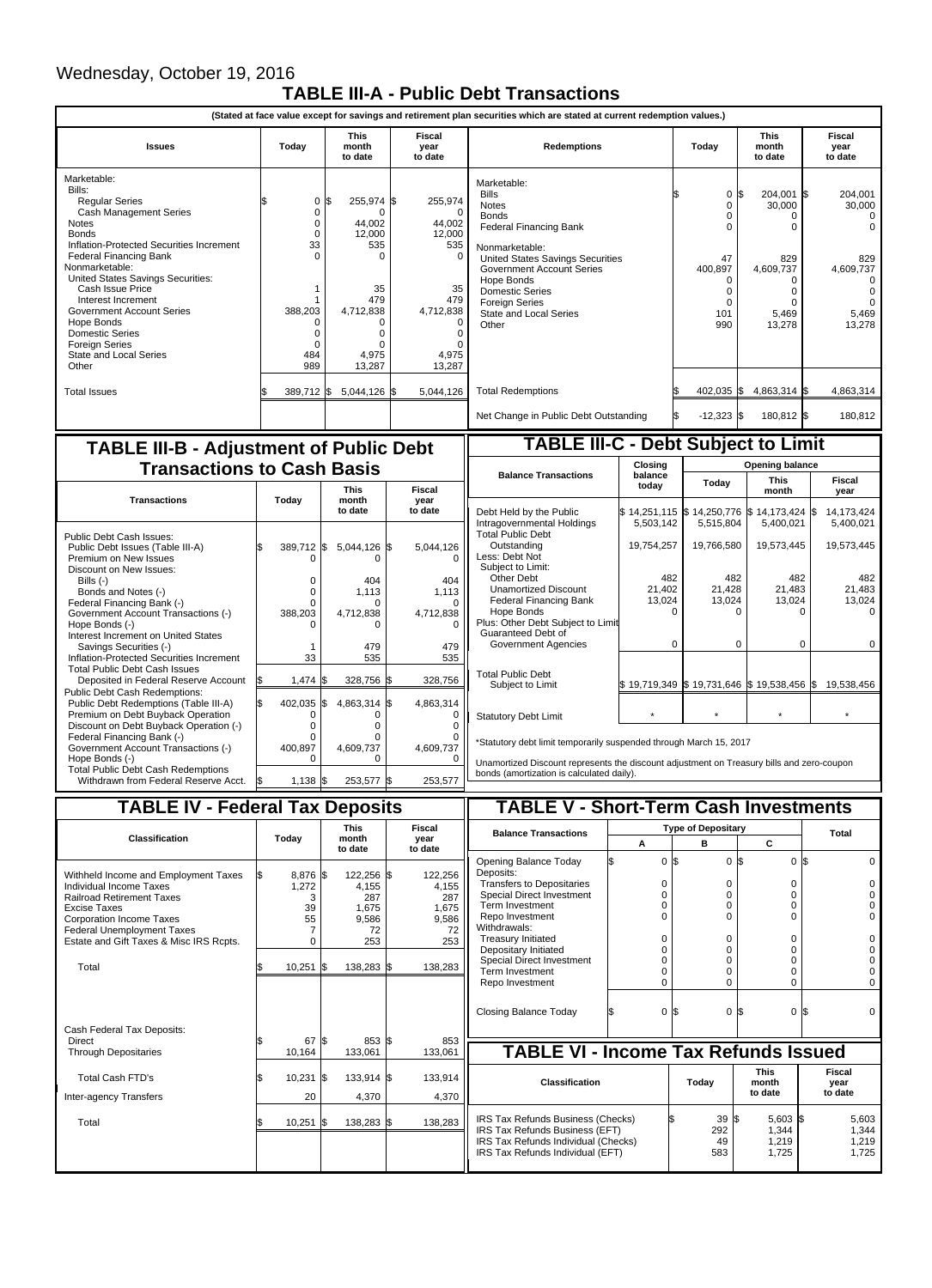Wednesday, October 19, 2016

# TABLE III-A - Public Debt Transactions

(Stated at face value except for savings and retirement plan securities which are stated at current redemption values.)

| Issues | Today | This month to date | Fiscal year to date |
|---|---|---|---|
| Marketable: | | | |
| Bills: | | | |
| Regular Series | $ 0 | $ 255,974 | $ 255,974 |
| Cash Management Series | 0 | 0 | 0 |
| Notes | 0 | 44,002 | 44,002 |
| Bonds | 0 | 12,000 | 12,000 |
| Inflation-Protected Securities Increment | 33 | 535 | 535 |
| Federal Financing Bank | 0 | 0 | 0 |
| Nonmarketable: | | | |
| United States Savings Securities: | | | |
| Cash Issue Price | 1 | 35 | 35 |
| Interest Increment | 1 | 479 | 479 |
| Government Account Series | 388,203 | 4,712,838 | 4,712,838 |
| Hope Bonds | 0 | 0 | 0 |
| Domestic Series | 0 | 0 | 0 |
| Foreign Series | 0 | 0 | 0 |
| State and Local Series | 484 | 4,975 | 4,975 |
| Other | 989 | 13,287 | 13,287 |
| Total Issues | $ 389,712 | $ 5,044,126 | $ 5,044,126 |

| Redemptions | Today | This month to date | Fiscal year to date |
|---|---|---|---|
| Marketable: | | | |
| Bills | $ 0 | $ 204,001 | $ 204,001 |
| Notes | 0 | 30,000 | 30,000 |
| Bonds | 0 | 0 | 0 |
| Federal Financing Bank | 0 | 0 | 0 |
| Nonmarketable: | | | |
| United States Savings Securities | 47 | 829 | 829 |
| Government Account Series | 400,897 | 4,609,737 | 4,609,737 |
| Hope Bonds | 0 | 0 | 0 |
| Domestic Series | 0 | 0 | 0 |
| Foreign Series | 0 | 0 | 0 |
| State and Local Series | 101 | 5,469 | 5,469 |
| Other | 990 | 13,278 | 13,278 |
| Total Redemptions | $ 402,035 | $ 4,863,314 | $ 4,863,314 |
| Net Change in Public Debt Outstanding | $ -12,323 | $ 180,812 | $ 180,812 |

# TABLE III-B - Adjustment of Public Debt Transactions to Cash Basis

| Transactions | Today | This month to date | Fiscal year to date |
|---|---|---|---|
| Public Debt Cash Issues: | | | |
| Public Debt Issues (Table III-A) | $ 389,712 | $ 5,044,126 | $ 5,044,126 |
| Premium on New Issues | 0 | 0 | 0 |
| Discount on New Issues: | | | |
| Bills (-) | 0 | 404 | 404 |
| Bonds and Notes (-) | 0 | 1,113 | 1,113 |
| Federal Financing Bank (-) | 0 | 0 | 0 |
| Government Account Transactions (-) | 388,203 | 4,712,838 | 4,712,838 |
| Hope Bonds (-) | 0 | 0 | 0 |
| Interest Increment on United States Savings Securities (-) | 1 | 479 | 479 |
| Inflation-Protected Securities Increment | 33 | 535 | 535 |
| Total Public Debt Cash Issues Deposited in Federal Reserve Account | $ 1,474 | $ 328,756 | $ 328,756 |
| Public Debt Cash Redemptions: | | | |
| Public Debt Redemptions (Table III-A) | $ 402,035 | $ 4,863,314 | $ 4,863,314 |
| Premium on Debt Buyback Operation | 0 | 0 | 0 |
| Discount on Debt Buyback Operation (-) | 0 | 0 | 0 |
| Federal Financing Bank (-) | 0 | 0 | 0 |
| Government Account Transactions (-) | 400,897 | 4,609,737 | 4,609,737 |
| Hope Bonds (-) | 0 | 0 | 0 |
| Total Public Debt Cash Redemptions Withdrawn from Federal Reserve Acct. | $ 1,138 | $ 253,577 | $ 253,577 |

# TABLE III-C - Debt Subject to Limit

| Balance Transactions | Closing balance today | Opening balance Today | Opening balance This month | Opening balance Fiscal year |
|---|---|---|---|---|
| Debt Held by the Public | $ 14,251,115 | $ 14,250,776 | $ 14,173,424 | $ 14,173,424 |
| Intragovernmental Holdings | 5,503,142 | 5,515,804 | 5,400,021 | 5,400,021 |
| Total Public Debt Outstanding | 19,754,257 | 19,766,580 | 19,573,445 | 19,573,445 |
| Less: Debt Not Subject to Limit: | | | | |
| Other Debt | 482 | 482 | 482 | 482 |
| Unamortized Discount | 21,402 | 21,428 | 21,483 | 21,483 |
| Federal Financing Bank | 13,024 | 13,024 | 13,024 | 13,024 |
| Hope Bonds | 0 | 0 | 0 | 0 |
| Plus: Other Debt Subject to Limit | | | | |
| Guaranteed Debt of Government Agencies | 0 | 0 | 0 | 0 |
| Total Public Debt Subject to Limit | $ 19,719,349 | $ 19,731,646 | $ 19,538,456 | $ 19,538,456 |
| Statutory Debt Limit | * | * | * | * |

*Statutory debt limit temporarily suspended through March 15, 2017

Unamortized Discount represents the discount adjustment on Treasury bills and zero-coupon bonds (amortization is calculated daily).

# TABLE IV - Federal Tax Deposits

| Classification | Today | This month to date | Fiscal year to date |
|---|---|---|---|
| Withheld Income and Employment Taxes | $ 8,876 | $ 122,256 | $ 122,256 |
| Individual Income Taxes | 1,272 | 4,155 | 4,155 |
| Railroad Retirement Taxes | 3 | 287 | 287 |
| Excise Taxes | 39 | 1,675 | 1,675 |
| Corporation Income Taxes | 55 | 9,586 | 9,586 |
| Federal Unemployment Taxes | 7 | 72 | 72 |
| Estate and Gift Taxes & Misc IRS Rcpts. | 0 | 253 | 253 |
| Total | $ 10,251 | $ 138,283 | $ 138,283 |
| Cash Federal Tax Deposits: | | | |
| Direct | $ 67 | $ 853 | $ 853 |
| Through Depositaries | 10,164 | 133,061 | 133,061 |
| Total Cash FTD's | $ 10,231 | $ 133,914 | $ 133,914 |
| Inter-agency Transfers | 20 | 4,370 | 4,370 |
| Total | $ 10,251 | $ 138,283 | $ 138,283 |

# TABLE V - Short-Term Cash Investments

| Balance Transactions | Type of Depositary A | Type of Depositary B | Type of Depositary C | Total |
|---|---|---|---|---|
| Opening Balance Today | $ 0 | $ 0 | $ 0 | $ 0 |
| Deposits: | | | | |
| Transfers to Depositaries | 0 | 0 | 0 | 0 |
| Special Direct Investment | 0 | 0 | 0 | 0 |
| Term Investment | 0 | 0 | 0 | 0 |
| Repo Investment | 0 | 0 | 0 | 0 |
| Withdrawals: | | | | |
| Treasury Initiated | 0 | 0 | 0 | 0 |
| Depositary Initiated | 0 | 0 | 0 | 0 |
| Special Direct Investment | 0 | 0 | 0 | 0 |
| Term Investment | 0 | 0 | 0 | 0 |
| Repo Investment | 0 | 0 | 0 | 0 |
| Closing Balance Today | $ 0 | $ 0 | $ 0 | $ 0 |

# TABLE VI - Income Tax Refunds Issued

| Classification | Today | This month to date | Fiscal year to date |
|---|---|---|---|
| IRS Tax Refunds Business (Checks) | $ 39 | $ 5,603 | $ 5,603 |
| IRS Tax Refunds Business (EFT) | 292 | 1,344 | 1,344 |
| IRS Tax Refunds Individual (Checks) | 49 | 1,219 | 1,219 |
| IRS Tax Refunds Individual (EFT) | 583 | 1,725 | 1,725 |